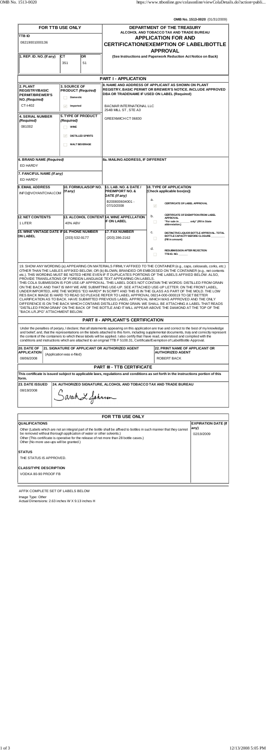OMB No. 1513-0020 (01/31/2009)

| FOR TTB USE ONLY | | | DEPARTMENT OF THE TREASURY |
|---|---|---|---|
| TTB ID 08219001000136 | | | ALCOHOL AND TOBACCO TAX AND TRADE BUREAU **APPLICATION FOR AND CERTIFICATION/EXEMPTION OF LABEL/BOTTLE APPROVAL** |
| 1. REP. ID. NO. (If any) | CT 351 | OR 51 | (See Instructions and Paperwork Reduction Act Notice on Back) |

## PART I - APPLICATION

| 2. PLANT REGISTRY/BASIC PERMIT/BREWER'S NO. (Required) | 3. SOURCE OF PRODUCT (Required) | 8. NAME AND ADDRESS OF APPLICANT AS SHOWN ON PLANT REGISTRY, BASIC PERMIT OR BREWER'S NOTICE. INCLUDE APPROVED DBA OR TRADENAME IF USED ON LABEL (Required) |
|---|---|---|
| CT-I-402 | ☐ Domestic ☑ Imported | BACMAR INTERNATIONAL LLC 254B MILL ST , STE A3 GREENWICH CT 06830 |
| 4. SERIAL NUMBER (Required) 081002 | 5. TYPE OF PRODUCT (Required) ☐ WINE ☑ DISTILLED SPIRITS ☐ MALT BEVERAGE | |
| 6. BRAND NAME (Required) ED HARDY | | 8a. MAILING ADDRESS, IF DIFFERENT |
| 7. FANCIFUL NAME (If any) ED HARDY | | |

| 9. EMAIL ADDRESS | 10. FORMULA/SOP NO. (If any) | 11. LAB. NO. & DATE / PREIMPORT NO. & DATE (If any) | 18. TYPE OF APPLICATION (Check applicable box(es)) |
|---|---|---|---|
| INFO@VOYANTCHAI.COM | | B200800604001 - 07/10/2008 | a. ☑ CERTIFICATE OF LABEL APPROVAL |
| 12. NET CONTENTS | 13. ALCOHOL CONTENT | 14. WINE APPELLATION IF ON LABEL | b. ☐ CERTIFICATE OF EXEMPTION FROM LABEL APPROVAL "For sale in _______ only" (Fill in State abbreviation.) |
| 1 LITER | 40% ABV | | |
| 15. WINE VINTAGE DATE IF ON LABEL | 16. PHONE NUMBER | 17. FAX NUMBER | c. ☐ DISTINCTIVE LIQUOR BOTTLE APPROVAL. TOTAL BOTTLE CAPACITY BEFORE CLOSURE _______ (Fill in amount) |
| | (203) 532-9177 | (203) 286-2162 | d. ☐ RESUBMISSION AFTER REJECTION TTB ID. NO. _______ |

19. SHOW ANY WORDING (a) APPEARING ON MATERIALS FIRMLY AFFIXED TO THE CONTAINER (e.g., caps, celoseals, corks, etc.) OTHER THAN THE LABLES AFFIXED BELOW, OR (b) BLOWN, BRANDED OR EMBOSSED ON THE CONTAINER (e.g., net contents etc.). THIS WORDING MUST BE NOTED HERE EVEN IF IT DUPLICATES PORTIONS OF THE LABELS AFFIXED BELOW. ALSO, PROVIDE TRANSLATIONS OF FOREIGN LANGUAGE TEXT APPEARING ON LABELS.
THIS COLA SUBMISSION IS FOR USE-UP APPROVAL. THE LABEL DOES NOT CONTAIN THE WORDS: DISTILLED FROM GRAIN ON THE BACK AND THAT IS WHY WE ARE SUBMITTING USE-UP. SEE ATTACHED USE-UP LETTER. ON THE FRONT LABEL, UNDER IMPORTED, ARE THE WORDS "ED HARDY" IN SCRIPT AND THIS IS IN THE GLASS AS PART OF THE MOLD. THE LOW RES BACK IMAGE IS HARD TO READ SO PLEASE REFER TO LABEL APPROVAL 08214-000-000019 TO GET BETTER CLARIFICATION AS TO BACK. HAVE SUBMITTED PREVIOUS LABEL APPROVAL WHICH WAS APPROVED AND THE ONLY DIFFERENCE IS ON THE BACK WHICH CONTAINS DISTILLED FROM GRAIN. WE SHALL BE ATTACHING A LABEL THAT READS "DISTILLED FROM GRAIN" ON THE BACK OF THE BOTTLE AND IT WILL APPEAR ABOVE THE DIAMOND AT THE TOP OF THE "BACK-LR.JPG" ATTACHMENT BELOW.

## PART II - APPLICANT'S CERTIFICATION

Under the penalties of perjury, I declare; that all statements appearing on this application are true and correct to the best of my knowledge and belief; and, that the representations on the labels attached to this form, including supplemental documents, truly and correctly represent the content of the containers to which these labels will be applied. I also certify that I have read, understood and complied with the conditions and instructions which are attached to an original TTB F 5100.31, Certificate/Exemption of Label/Bottle Approval.

| 20. DATE OF APPLICATION | 21. SIGNATURE OF APPLICANT OR AUTHORIZED AGENT | 22. PRINT NAME OF APPLICANT OR AUTHORIZED AGENT |
|---|---|---|
| 08/06/2008 | (Application was e-filed) | ROBERT BACK |

## PART III - TTB CERTIFICATE

This certificate is issued subject to applicable laws, regulations and conditions as set forth in the instructions portion of this form.

| 23. DATE ISSUED | 24. AUTHORIZED SIGNATURE, ALCOHOL AND TOBACCO TAX AND TRADE BUREAU |
|---|---|
| 08/19/2008 | Sarah L. Johnson |

## FOR TTB USE ONLY

| QUALIFICATIONS | EXPIRATION DATE (If any) |
|---|---|
| Other (Labels which are not an integral part of the bottle shall be affixed to bottles in such manner that they cannot be removed without thorough application of water or other solvents.) Other (This certificate is operative for the release of not more than 28 bottle cases.) Other (No more use-ups will be granted.) | 02/19/2009 |

**STATUS**

THE STATUS IS APPROVED.

**CLASS/TYPE DESCRIPTION**

VODKA 80-90 PROOF FB

AFFIX COMPLETE SET OF LABELS BELOW

Image Type: Other
Actual Dimensions: 2.63 inches W X 9.13 inches H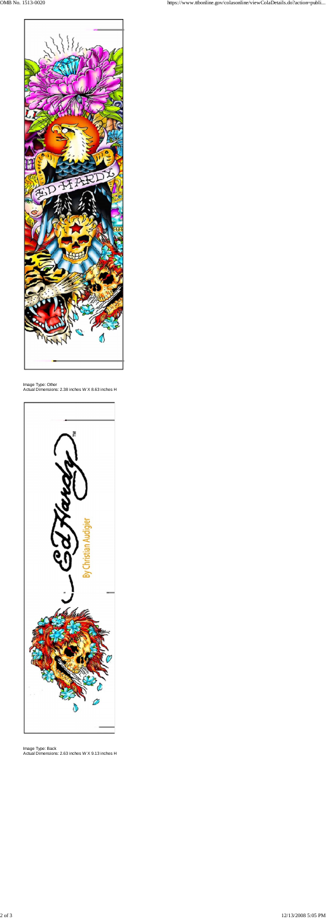Image Type: Other
Actual Dimensions: 2.38 inches W X 8.63 inches H

Image Type: Back
Actual Dimensions: 2.63 inches W X 9.13 inches H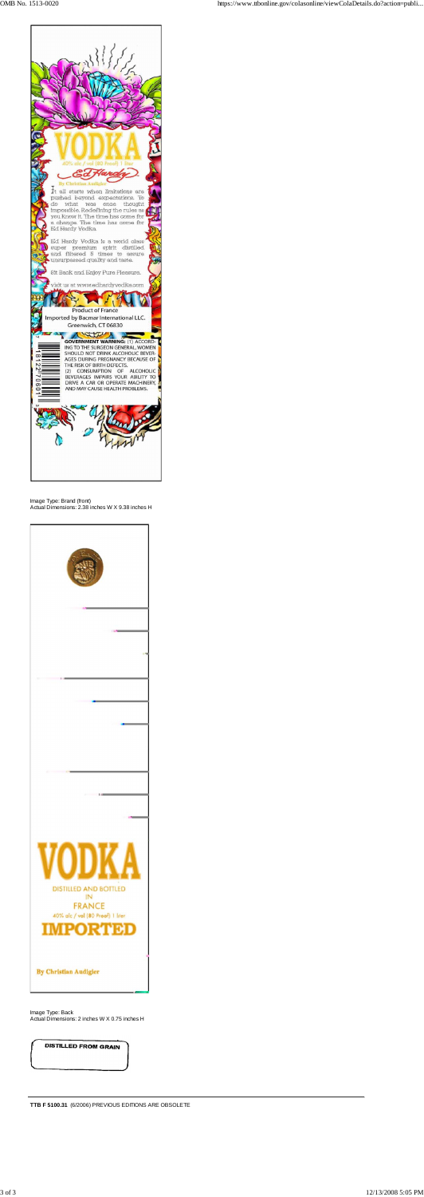VODKA

40% alc / vol (80 Proof) 1 liter

Ed Hardy

By Christian Audigier

It all starts when limitations are pushed beyond expectations. To do what was once thought impossible. Redefining the rules as you know it. The time has come for a change. The time has come for Ed Hardy Vodka.

Ed Hardy Vodka is a world class super premium spirit distilled and filtered 5 times to assure unsurpassed quality and taste.

Sit Back and Enjoy Pure Pleasure.

visit us at www.edhardyvodka.com

Product of France

Imported by Bacmar International LLC.
Greenwich, CT 06830

**GOVERNMENT WARNING:** (1) ACCORDING TO THE SURGEON GENERAL, WOMEN SHOULD NOT DRINK ALCOHOLIC BEVERAGES DURING PREGNANCY BECAUSE OF THE RISK OF BIRTH DEFECTS. (2) CONSUMPTION OF ALCOHOLIC BEVERAGES IMPAIRS YOUR ABILITY TO DRIVE A CAR OR OPERATE MACHINERY, AND MAY CAUSE HEALTH PROBLEMS.

7 81227 06601 3

Image Type: Brand (front)
Actual Dimensions: 2.38 inches W X 9.38 inches H

VODKA

DISTILLED AND BOTTLED
IN
FRANCE

40% alc / vol (80 Proof) 1 liter

IMPORTED

By Christian Audigier

Image Type: Back
Actual Dimensions: 2 inches W X 0.75 inches H

DISTILLED FROM GRAIN

**TTB F 5100.31** (6/2006) PREVIOUS EDITIONS ARE OBSOLETE